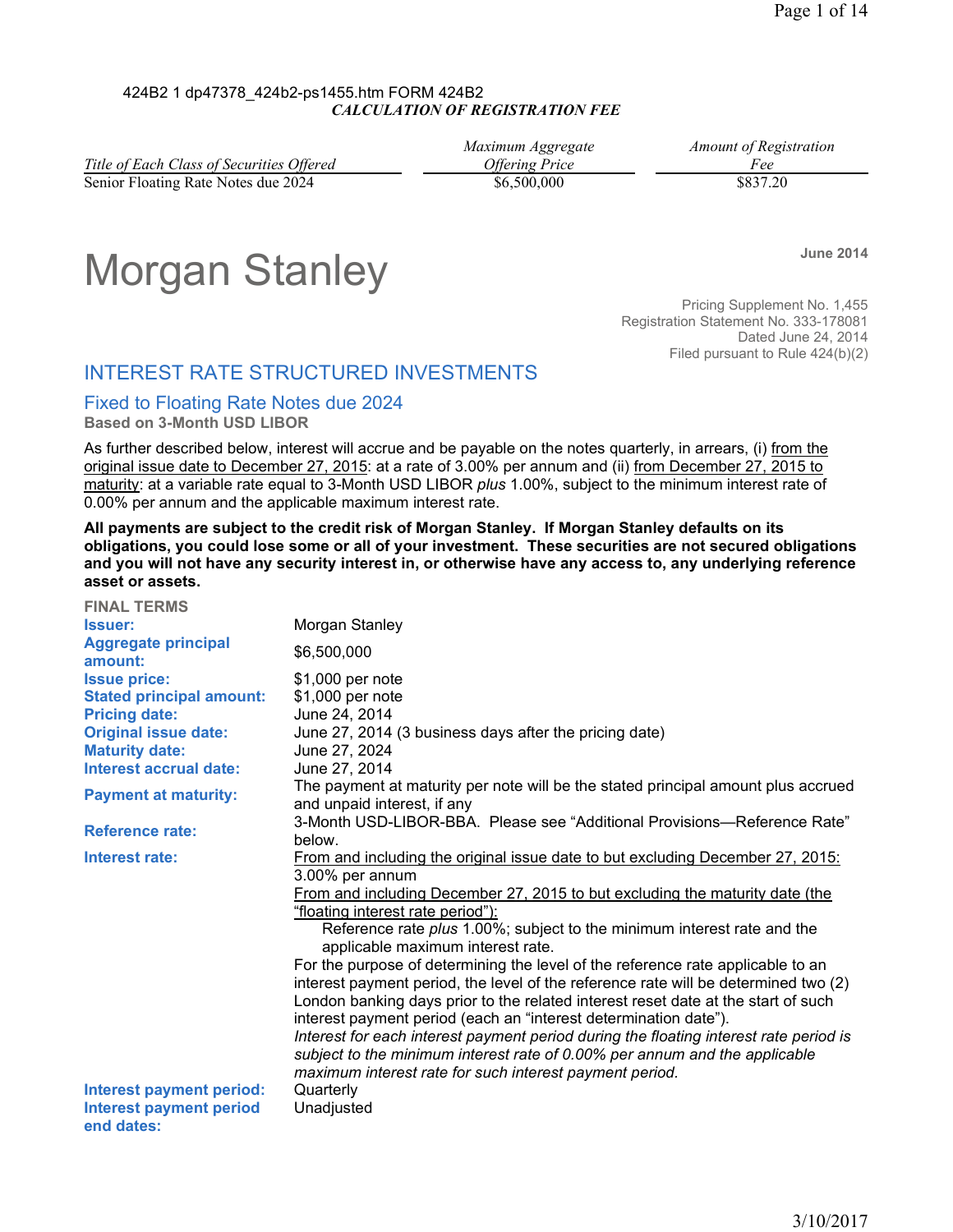424B2 1 dp47378_424b2-ps1455.htm FORM 424B2

*CALCULATION OF REGISTRATION FEE*

| *Title of Each Class of Securities Offered* | *Maximum Aggregate Offering Price* | *Amount of Registration Fee* |
|---|---|---|
| Senior Floating Rate Notes due 2024 | $6,500,000 | $837.20 |

# Morgan Stanley

**June 2014**

Pricing Supplement No. 1,455
Registration Statement No. 333-178081
Dated June 24, 2014
Filed pursuant to Rule 424(b)(2)

## INTEREST RATE STRUCTURED INVESTMENTS

### Fixed to Floating Rate Notes due 2024

**Based on 3-Month USD LIBOR**

As further described below, interest will accrue and be payable on the notes quarterly, in arrears, (i) from the original issue date to December 27, 2015: at a rate of 3.00% per annum and (ii) from December 27, 2015 to maturity: at a variable rate equal to 3-Month USD LIBOR *plus* 1.00%, subject to the minimum interest rate of 0.00% per annum and the applicable maximum interest rate.

**All payments are subject to the credit risk of Morgan Stanley. If Morgan Stanley defaults on its obligations, you could lose some or all of your investment. These securities are not secured obligations and you will not have any security interest in, or otherwise have any access to, any underlying reference asset or assets.**

**FINAL TERMS**

| | |
|---|---|
| **Issuer:** | Morgan Stanley |
| **Aggregate principal amount:** | $6,500,000 |
| **Issue price:** | $1,000 per note |
| **Stated principal amount:** | $1,000 per note |
| **Pricing date:** | June 24, 2014 |
| **Original issue date:** | June 27, 2014 (3 business days after the pricing date) |
| **Maturity date:** | June 27, 2024 |
| **Interest accrual date:** | June 27, 2014 |
| **Payment at maturity:** | The payment at maturity per note will be the stated principal amount plus accrued and unpaid interest, if any |
| **Reference rate:** | 3-Month USD-LIBOR-BBA. Please see "Additional Provisions—Reference Rate" below. |
| **Interest rate:** | From and including the original issue date to but excluding December 27, 2015: 3.00% per annum<br>From and including December 27, 2015 to but excluding the maturity date (the "floating interest rate period"):<br>Reference rate *plus* 1.00%; subject to the minimum interest rate and the applicable maximum interest rate.<br>For the purpose of determining the level of the reference rate applicable to an interest payment period, the level of the reference rate will be determined two (2) London banking days prior to the related interest reset date at the start of such interest payment period (each an "interest determination date").<br>*Interest for each interest payment period during the floating interest rate period is subject to the minimum interest rate of 0.00% per annum and the applicable maximum interest rate for such interest payment period.* |
| **Interest payment period:** | Quarterly |
| **Interest payment period end dates:** | Unadjusted |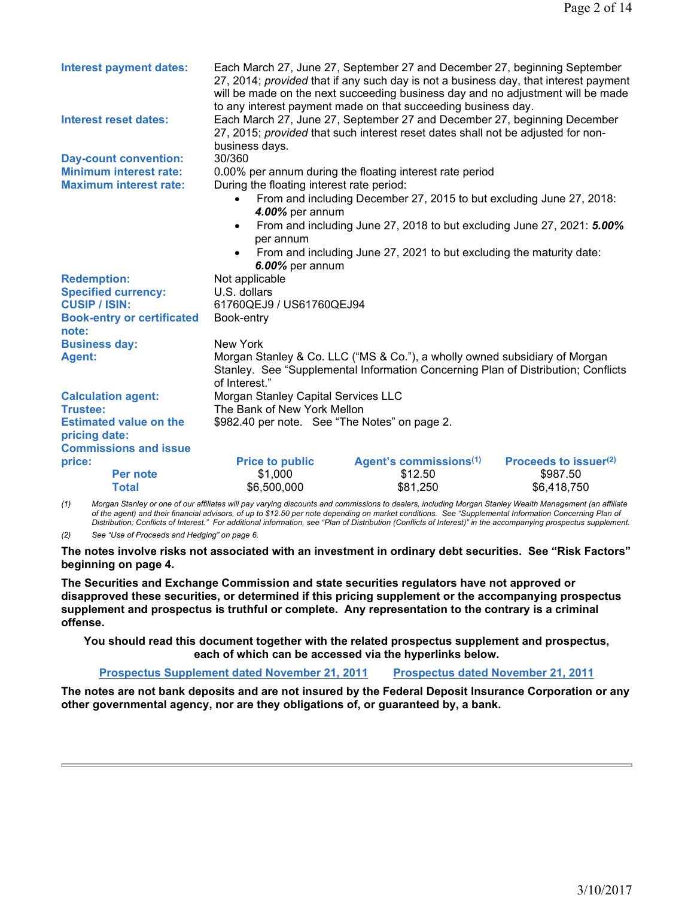**Interest payment dates:** Each March 27, June 27, September 27 and December 27, beginning September 27, 2014; *provided* that if any such day is not a business day, that interest payment will be made on the next succeeding business day and no adjustment will be made to any interest payment made on that succeeding business day.

**Interest reset dates:** Each March 27, June 27, September 27 and December 27, beginning December 27, 2015; *provided* that such interest reset dates shall not be adjusted for non-business days.

**Day-count convention:** 30/360

**Minimum interest rate:** 0.00% per annum during the floating interest rate period

**Maximum interest rate:** During the floating interest rate period:

- From and including December 27, 2015 to but excluding June 27, 2018: ***4.00%*** per annum
- From and including June 27, 2018 to but excluding June 27, 2021: ***5.00%*** per annum
- From and including June 27, 2021 to but excluding the maturity date: ***6.00%*** per annum

**Redemption:** Not applicable

**Specified currency:** U.S. dollars

**CUSIP / ISIN:** 61760QEJ9 / US61760QEJ94

**Book-entry or certificated note:** Book-entry

**Business day:** New York

**Agent:** Morgan Stanley & Co. LLC ("MS & Co."), a wholly owned subsidiary of Morgan Stanley. See "Supplemental Information Concerning Plan of Distribution; Conflicts of Interest."

**Calculation agent:** Morgan Stanley Capital Services LLC

**Trustee:** The Bank of New York Mellon

**Estimated value on the pricing date:** $982.40 per note. See "The Notes" on page 2.

**Commissions and issue price:**

| | Price to public | Agent's commissions[(1)] | Proceeds to issuer[(2)] |
|---|---|---|---|
| Per note | $1,000 | $12.50 | $987.50 |
| Total | $6,500,000 | $81,250 | $6,418,750 |

*(1) Morgan Stanley or one of our affiliates will pay varying discounts and commissions to dealers, including Morgan Stanley Wealth Management (an affiliate of the agent) and their financial advisors, of up to $12.50 per note depending on market conditions. See "Supplemental Information Concerning Plan of Distribution; Conflicts of Interest." For additional information, see "Plan of Distribution (Conflicts of Interest)" in the accompanying prospectus supplement.*

*(2) See "Use of Proceeds and Hedging" on page 6.*

**The notes involve risks not associated with an investment in ordinary debt securities. See "Risk Factors" beginning on page 4.**

**The Securities and Exchange Commission and state securities regulators have not approved or disapproved these securities, or determined if this pricing supplement or the accompanying prospectus supplement and prospectus is truthful or complete. Any representation to the contrary is a criminal offense.**

**You should read this document together with the related prospectus supplement and prospectus, each of which can be accessed via the hyperlinks below.**

**Prospectus Supplement dated November 21, 2011** **Prospectus dated November 21, 2011**

**The notes are not bank deposits and are not insured by the Federal Deposit Insurance Corporation or any other governmental agency, nor are they obligations of, or guaranteed by, a bank.**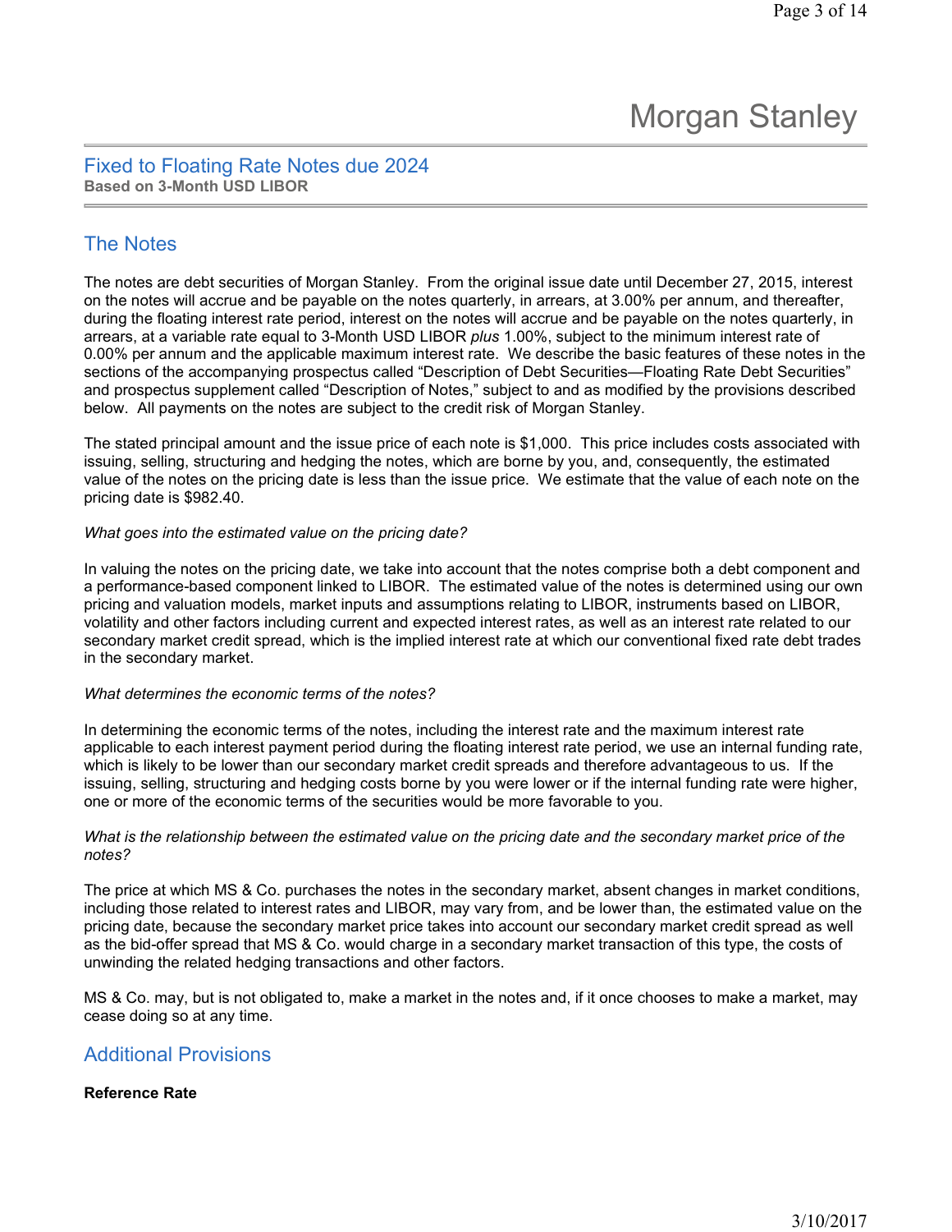# Morgan Stanley

## Fixed to Floating Rate Notes due 2024

**Based on 3-Month USD LIBOR**

## The Notes

The notes are debt securities of Morgan Stanley. From the original issue date until December 27, 2015, interest on the notes will accrue and be payable on the notes quarterly, in arrears, at 3.00% per annum, and thereafter, during the floating interest rate period, interest on the notes will accrue and be payable on the notes quarterly, in arrears, at a variable rate equal to 3-Month USD LIBOR *plus* 1.00%, subject to the minimum interest rate of 0.00% per annum and the applicable maximum interest rate. We describe the basic features of these notes in the sections of the accompanying prospectus called "Description of Debt Securities—Floating Rate Debt Securities" and prospectus supplement called "Description of Notes," subject to and as modified by the provisions described below. All payments on the notes are subject to the credit risk of Morgan Stanley.

The stated principal amount and the issue price of each note is $1,000. This price includes costs associated with issuing, selling, structuring and hedging the notes, which are borne by you, and, consequently, the estimated value of the notes on the pricing date is less than the issue price. We estimate that the value of each note on the pricing date is $982.40.

*What goes into the estimated value on the pricing date?*

In valuing the notes on the pricing date, we take into account that the notes comprise both a debt component and a performance-based component linked to LIBOR. The estimated value of the notes is determined using our own pricing and valuation models, market inputs and assumptions relating to LIBOR, instruments based on LIBOR, volatility and other factors including current and expected interest rates, as well as an interest rate related to our secondary market credit spread, which is the implied interest rate at which our conventional fixed rate debt trades in the secondary market.

*What determines the economic terms of the notes?*

In determining the economic terms of the notes, including the interest rate and the maximum interest rate applicable to each interest payment period during the floating interest rate period, we use an internal funding rate, which is likely to be lower than our secondary market credit spreads and therefore advantageous to us. If the issuing, selling, structuring and hedging costs borne by you were lower or if the internal funding rate were higher, one or more of the economic terms of the securities would be more favorable to you.

*What is the relationship between the estimated value on the pricing date and the secondary market price of the notes?*

The price at which MS & Co. purchases the notes in the secondary market, absent changes in market conditions, including those related to interest rates and LIBOR, may vary from, and be lower than, the estimated value on the pricing date, because the secondary market price takes into account our secondary market credit spread as well as the bid-offer spread that MS & Co. would charge in a secondary market transaction of this type, the costs of unwinding the related hedging transactions and other factors.

MS & Co. may, but is not obligated to, make a market in the notes and, if it once chooses to make a market, may cease doing so at any time.

## Additional Provisions

**Reference Rate**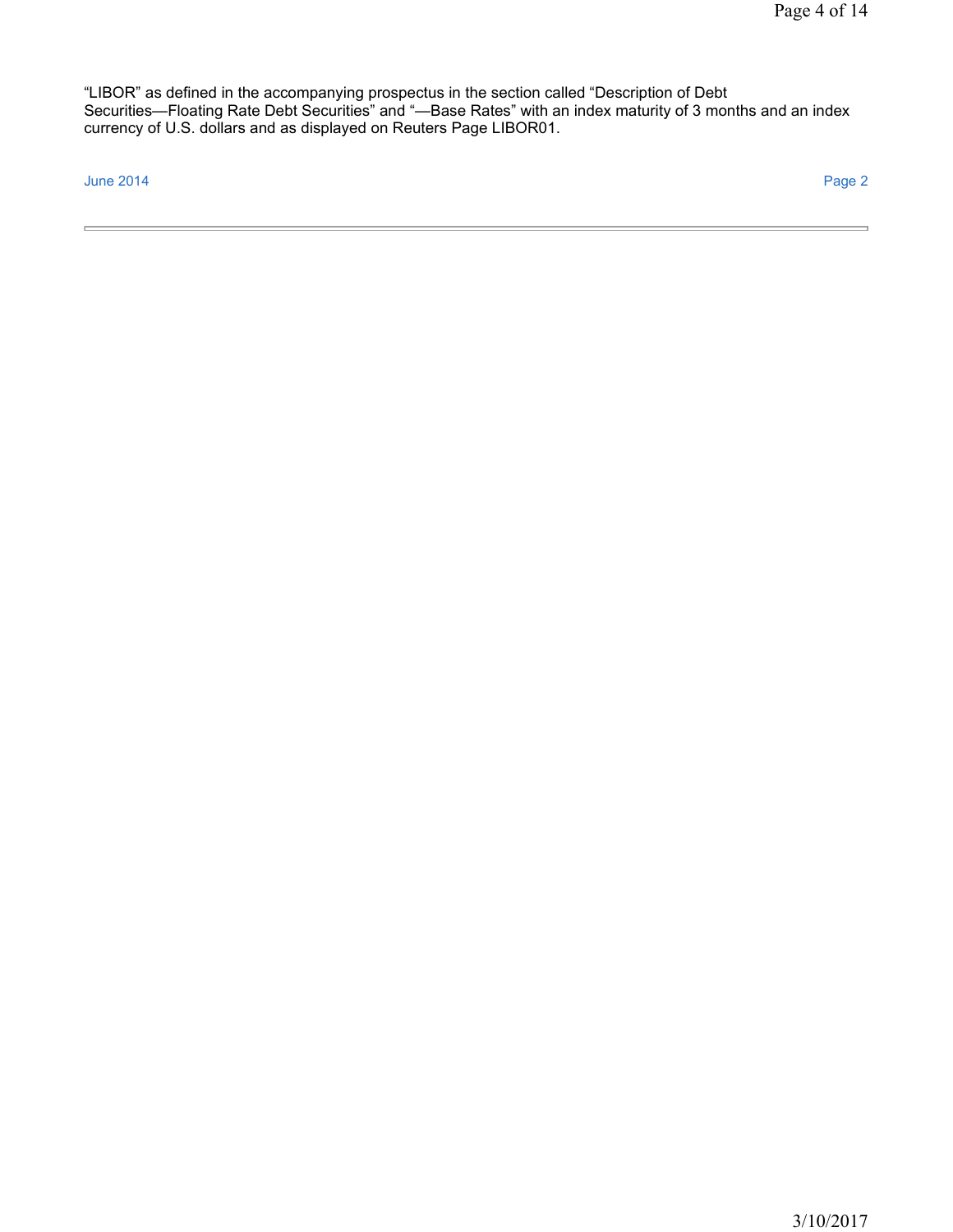“LIBOR” as defined in the accompanying prospectus in the section called “Description of Debt Securities—Floating Rate Debt Securities” and “—Base Rates” with an index maturity of 3 months and an index currency of U.S. dollars and as displayed on Reuters Page LIBOR01.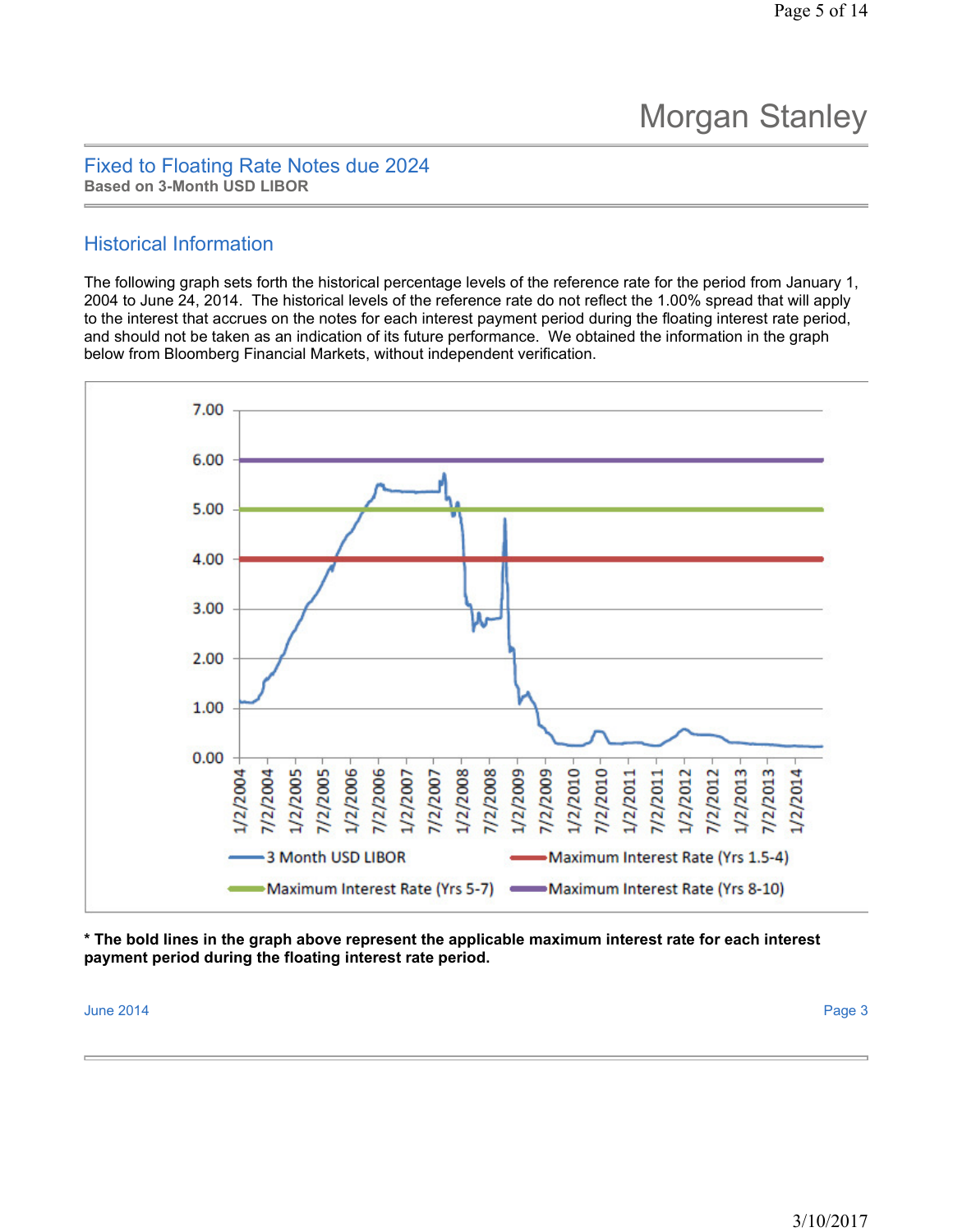# Morgan Stanley

## Fixed to Floating Rate Notes due 2024

**Based on 3-Month USD LIBOR**

## Historical Information

The following graph sets forth the historical percentage levels of the reference rate for the period from January 1, 2004 to June 24, 2014. The historical levels of the reference rate do not reflect the 1.00% spread that will apply to the interest that accrues on the notes for each interest payment period during the floating interest rate period, and should not be taken as an indication of its future performance. We obtained the information in the graph below from Bloomberg Financial Markets, without independent verification.

**\* The bold lines in the graph above represent the applicable maximum interest rate for each interest payment period during the floating interest rate period.**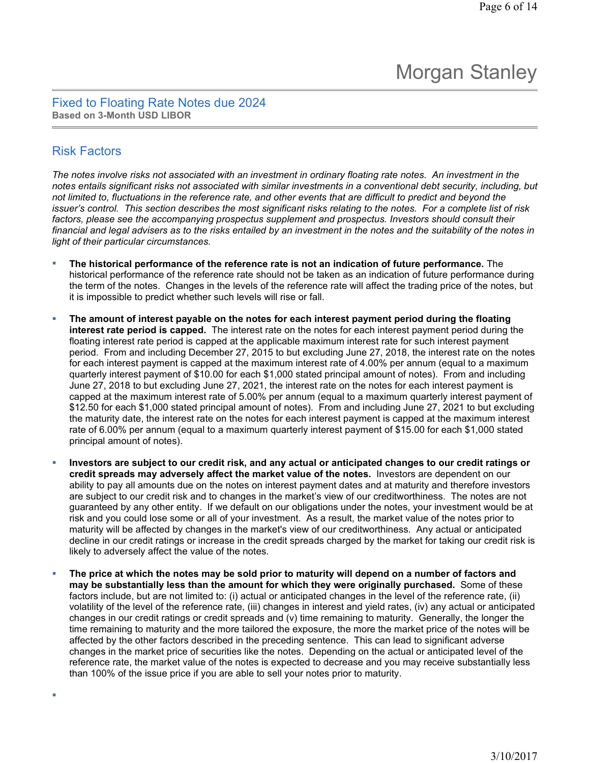# Morgan Stanley

## Fixed to Floating Rate Notes due 2024

**Based on 3-Month USD LIBOR**

## Risk Factors

*The notes involve risks not associated with an investment in ordinary floating rate notes. An investment in the notes entails significant risks not associated with similar investments in a conventional debt security, including, but not limited to, fluctuations in the reference rate, and other events that are difficult to predict and beyond the issuer's control. This section describes the most significant risks relating to the notes. For a complete list of risk factors, please see the accompanying prospectus supplement and prospectus. Investors should consult their financial and legal advisers as to the risks entailed by an investment in the notes and the suitability of the notes in light of their particular circumstances.*

- **The historical performance of the reference rate is not an indication of future performance.** The historical performance of the reference rate should not be taken as an indication of future performance during the term of the notes. Changes in the levels of the reference rate will affect the trading price of the notes, but it is impossible to predict whether such levels will rise or fall.

- **The amount of interest payable on the notes for each interest payment period during the floating interest rate period is capped.** The interest rate on the notes for each interest payment period during the floating interest rate period is capped at the applicable maximum interest rate for such interest payment period. From and including December 27, 2015 to but excluding June 27, 2018, the interest rate on the notes for each interest payment is capped at the maximum interest rate of 4.00% per annum (equal to a maximum quarterly interest payment of $10.00 for each $1,000 stated principal amount of notes). From and including June 27, 2018 to but excluding June 27, 2021, the interest rate on the notes for each interest payment is capped at the maximum interest rate of 5.00% per annum (equal to a maximum quarterly interest payment of $12.50 for each $1,000 stated principal amount of notes). From and including June 27, 2021 to but excluding the maturity date, the interest rate on the notes for each interest payment is capped at the maximum interest rate of 6.00% per annum (equal to a maximum quarterly interest payment of $15.00 for each $1,000 stated principal amount of notes).

- **Investors are subject to our credit risk, and any actual or anticipated changes to our credit ratings or credit spreads may adversely affect the market value of the notes.** Investors are dependent on our ability to pay all amounts due on the notes on interest payment dates and at maturity and therefore investors are subject to our credit risk and to changes in the market's view of our creditworthiness. The notes are not guaranteed by any other entity. If we default on our obligations under the notes, your investment would be at risk and you could lose some or all of your investment. As a result, the market value of the notes prior to maturity will be affected by changes in the market's view of our creditworthiness. Any actual or anticipated decline in our credit ratings or increase in the credit spreads charged by the market for taking our credit risk is likely to adversely affect the value of the notes.

- **The price at which the notes may be sold prior to maturity will depend on a number of factors and may be substantially less than the amount for which they were originally purchased.** Some of these factors include, but are not limited to: (i) actual or anticipated changes in the level of the reference rate, (ii) volatility of the level of the reference rate, (iii) changes in interest and yield rates, (iv) any actual or anticipated changes in our credit ratings or credit spreads and (v) time remaining to maturity. Generally, the longer the time remaining to maturity and the more tailored the exposure, the more the market price of the notes will be affected by the other factors described in the preceding sentence. This can lead to significant adverse changes in the market price of securities like the notes. Depending on the actual or anticipated level of the reference rate, the market value of the notes is expected to decrease and you may receive substantially less than 100% of the issue price if you are able to sell your notes prior to maturity.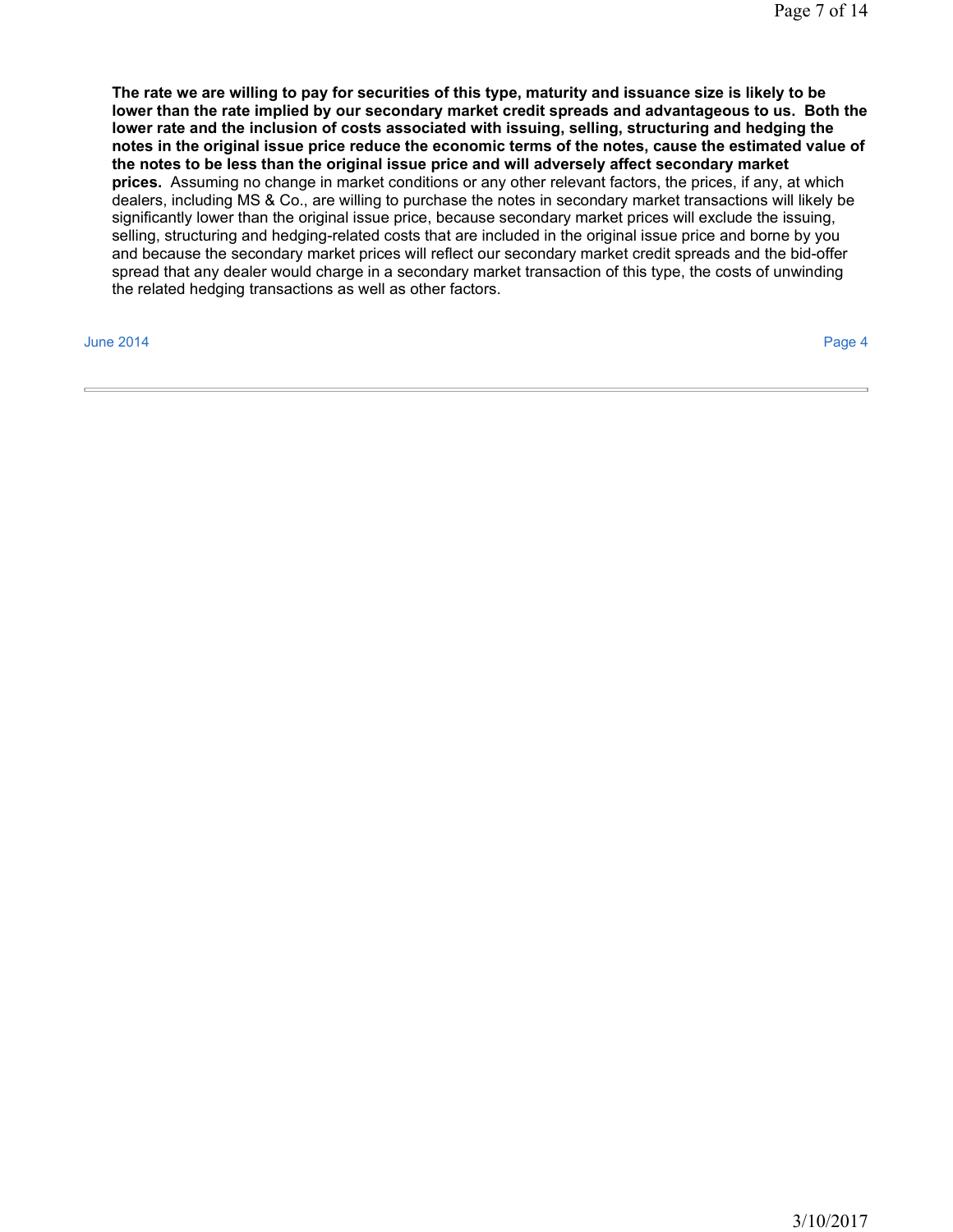**The rate we are willing to pay for securities of this type, maturity and issuance size is likely to be lower than the rate implied by our secondary market credit spreads and advantageous to us. Both the lower rate and the inclusion of costs associated with issuing, selling, structuring and hedging the notes in the original issue price reduce the economic terms of the notes, cause the estimated value of the notes to be less than the original issue price and will adversely affect secondary market prices.** Assuming no change in market conditions or any other relevant factors, the prices, if any, at which dealers, including MS & Co., are willing to purchase the notes in secondary market transactions will likely be significantly lower than the original issue price, because secondary market prices will exclude the issuing, selling, structuring and hedging-related costs that are included in the original issue price and borne by you and because the secondary market prices will reflect our secondary market credit spreads and the bid-offer spread that any dealer would charge in a secondary market transaction of this type, the costs of unwinding the related hedging transactions as well as other factors.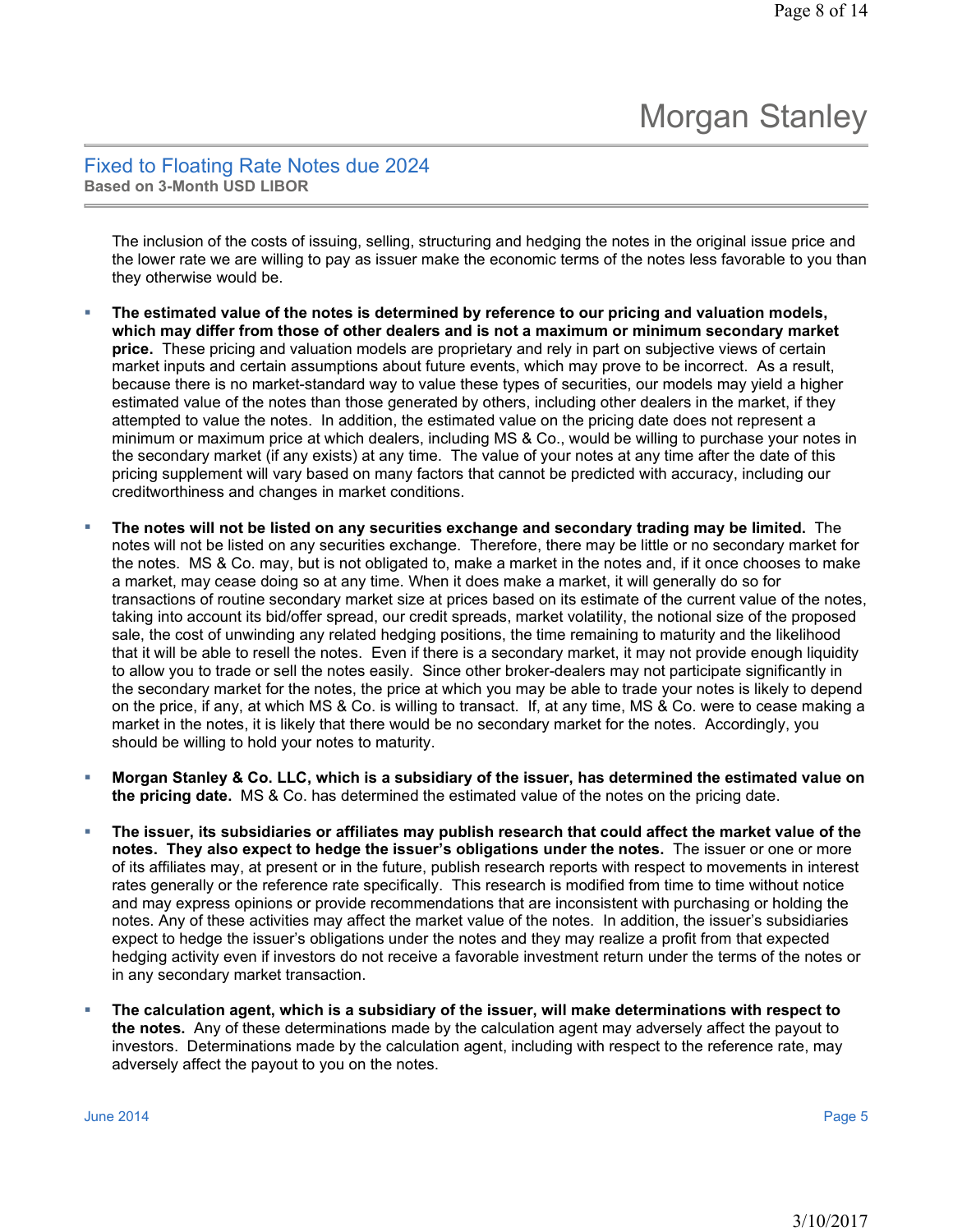The inclusion of the costs of issuing, selling, structuring and hedging the notes in the original issue price and the lower rate we are willing to pay as issuer make the economic terms of the notes less favorable to you than they otherwise would be.

- **The estimated value of the notes is determined by reference to our pricing and valuation models, which may differ from those of other dealers and is not a maximum or minimum secondary market price.** These pricing and valuation models are proprietary and rely in part on subjective views of certain market inputs and certain assumptions about future events, which may prove to be incorrect. As a result, because there is no market-standard way to value these types of securities, our models may yield a higher estimated value of the notes than those generated by others, including other dealers in the market, if they attempted to value the notes. In addition, the estimated value on the pricing date does not represent a minimum or maximum price at which dealers, including MS & Co., would be willing to purchase your notes in the secondary market (if any exists) at any time. The value of your notes at any time after the date of this pricing supplement will vary based on many factors that cannot be predicted with accuracy, including our creditworthiness and changes in market conditions.

- **The notes will not be listed on any securities exchange and secondary trading may be limited.** The notes will not be listed on any securities exchange. Therefore, there may be little or no secondary market for the notes. MS & Co. may, but is not obligated to, make a market in the notes and, if it once chooses to make a market, may cease doing so at any time. When it does make a market, it will generally do so for transactions of routine secondary market size at prices based on its estimate of the current value of the notes, taking into account its bid/offer spread, our credit spreads, market volatility, the notional size of the proposed sale, the cost of unwinding any related hedging positions, the time remaining to maturity and the likelihood that it will be able to resell the notes. Even if there is a secondary market, it may not provide enough liquidity to allow you to trade or sell the notes easily. Since other broker-dealers may not participate significantly in the secondary market for the notes, the price at which you may be able to trade your notes is likely to depend on the price, if any, at which MS & Co. is willing to transact. If, at any time, MS & Co. were to cease making a market in the notes, it is likely that there would be no secondary market for the notes. Accordingly, you should be willing to hold your notes to maturity.

- **Morgan Stanley & Co. LLC, which is a subsidiary of the issuer, has determined the estimated value on the pricing date.** MS & Co. has determined the estimated value of the notes on the pricing date.

- **The issuer, its subsidiaries or affiliates may publish research that could affect the market value of the notes. They also expect to hedge the issuer's obligations under the notes.** The issuer or one or more of its affiliates may, at present or in the future, publish research reports with respect to movements in interest rates generally or the reference rate specifically. This research is modified from time to time without notice and may express opinions or provide recommendations that are inconsistent with purchasing or holding the notes. Any of these activities may affect the market value of the notes. In addition, the issuer's subsidiaries expect to hedge the issuer's obligations under the notes and they may realize a profit from that expected hedging activity even if investors do not receive a favorable investment return under the terms of the notes or in any secondary market transaction.

- **The calculation agent, which is a subsidiary of the issuer, will make determinations with respect to the notes.** Any of these determinations made by the calculation agent may adversely affect the payout to investors. Determinations made by the calculation agent, including with respect to the reference rate, may adversely affect the payout to you on the notes.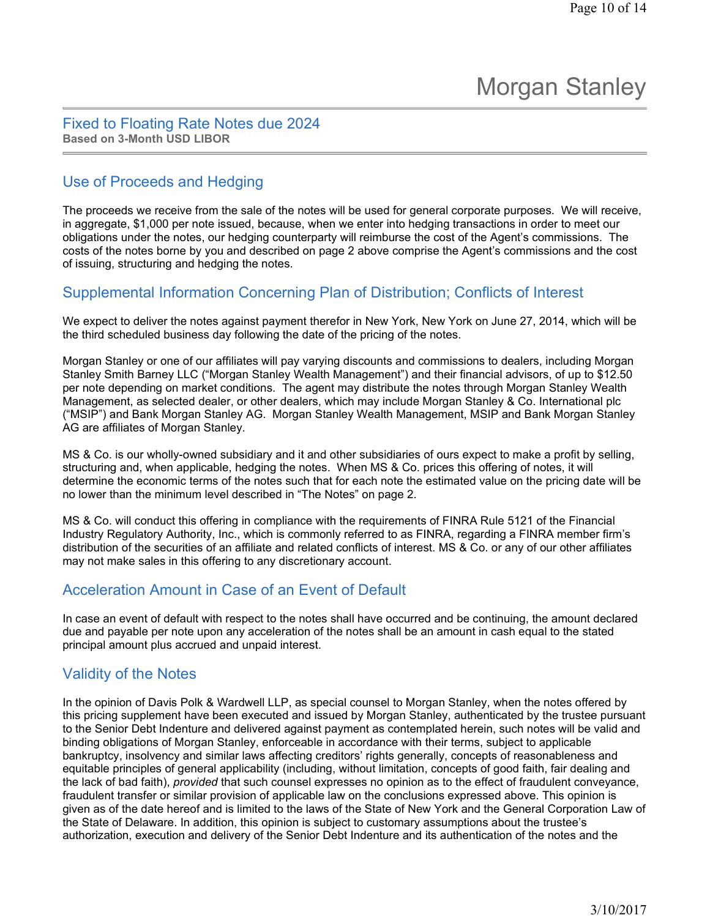# Morgan Stanley

## Fixed to Floating Rate Notes due 2024

**Based on 3-Month USD LIBOR**

## Use of Proceeds and Hedging

The proceeds we receive from the sale of the notes will be used for general corporate purposes. We will receive, in aggregate, $1,000 per note issued, because, when we enter into hedging transactions in order to meet our obligations under the notes, our hedging counterparty will reimburse the cost of the Agent's commissions. The costs of the notes borne by you and described on page 2 above comprise the Agent's commissions and the cost of issuing, structuring and hedging the notes.

## Supplemental Information Concerning Plan of Distribution; Conflicts of Interest

We expect to deliver the notes against payment therefor in New York, New York on June 27, 2014, which will be the third scheduled business day following the date of the pricing of the notes.

Morgan Stanley or one of our affiliates will pay varying discounts and commissions to dealers, including Morgan Stanley Smith Barney LLC ("Morgan Stanley Wealth Management") and their financial advisors, of up to $12.50 per note depending on market conditions. The agent may distribute the notes through Morgan Stanley Wealth Management, as selected dealer, or other dealers, which may include Morgan Stanley & Co. International plc ("MSIP") and Bank Morgan Stanley AG. Morgan Stanley Wealth Management, MSIP and Bank Morgan Stanley AG are affiliates of Morgan Stanley.

MS & Co. is our wholly-owned subsidiary and it and other subsidiaries of ours expect to make a profit by selling, structuring and, when applicable, hedging the notes. When MS & Co. prices this offering of notes, it will determine the economic terms of the notes such that for each note the estimated value on the pricing date will be no lower than the minimum level described in "The Notes" on page 2.

MS & Co. will conduct this offering in compliance with the requirements of FINRA Rule 5121 of the Financial Industry Regulatory Authority, Inc., which is commonly referred to as FINRA, regarding a FINRA member firm's distribution of the securities of an affiliate and related conflicts of interest. MS & Co. or any of our other affiliates may not make sales in this offering to any discretionary account.

## Acceleration Amount in Case of an Event of Default

In case an event of default with respect to the notes shall have occurred and be continuing, the amount declared due and payable per note upon any acceleration of the notes shall be an amount in cash equal to the stated principal amount plus accrued and unpaid interest.

## Validity of the Notes

In the opinion of Davis Polk & Wardwell LLP, as special counsel to Morgan Stanley, when the notes offered by this pricing supplement have been executed and issued by Morgan Stanley, authenticated by the trustee pursuant to the Senior Debt Indenture and delivered against payment as contemplated herein, such notes will be valid and binding obligations of Morgan Stanley, enforceable in accordance with their terms, subject to applicable bankruptcy, insolvency and similar laws affecting creditors' rights generally, concepts of reasonableness and equitable principles of general applicability (including, without limitation, concepts of good faith, fair dealing and the lack of bad faith), *provided* that such counsel expresses no opinion as to the effect of fraudulent conveyance, fraudulent transfer or similar provision of applicable law on the conclusions expressed above. This opinion is given as of the date hereof and is limited to the laws of the State of New York and the General Corporation Law of the State of Delaware. In addition, this opinion is subject to customary assumptions about the trustee's authorization, execution and delivery of the Senior Debt Indenture and its authentication of the notes and the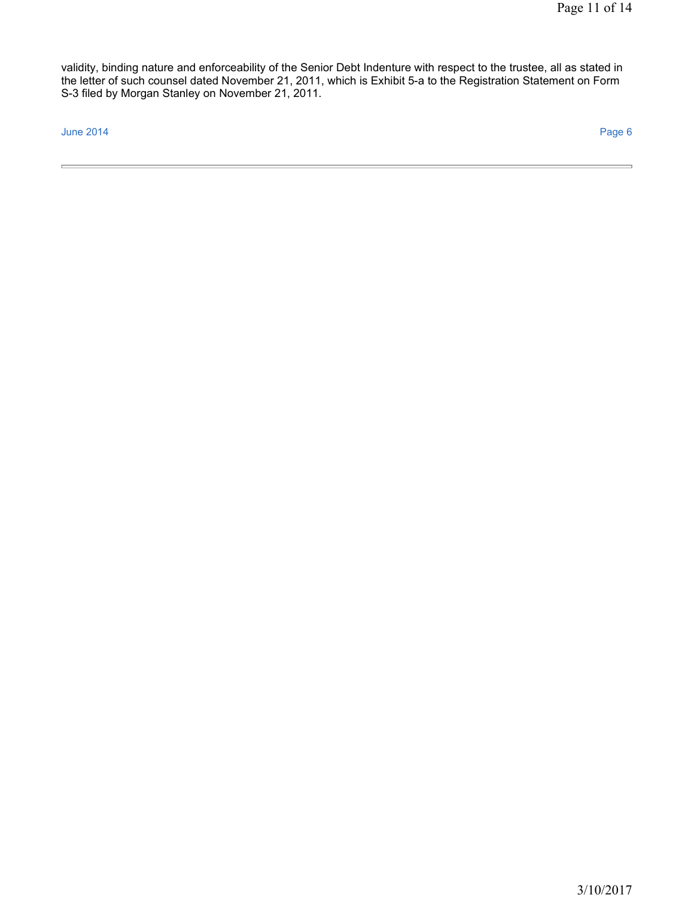validity, binding nature and enforceability of the Senior Debt Indenture with respect to the trustee, all as stated in the letter of such counsel dated November 21, 2011, which is Exhibit 5-a to the Registration Statement on Form S-3 filed by Morgan Stanley on November 21, 2011.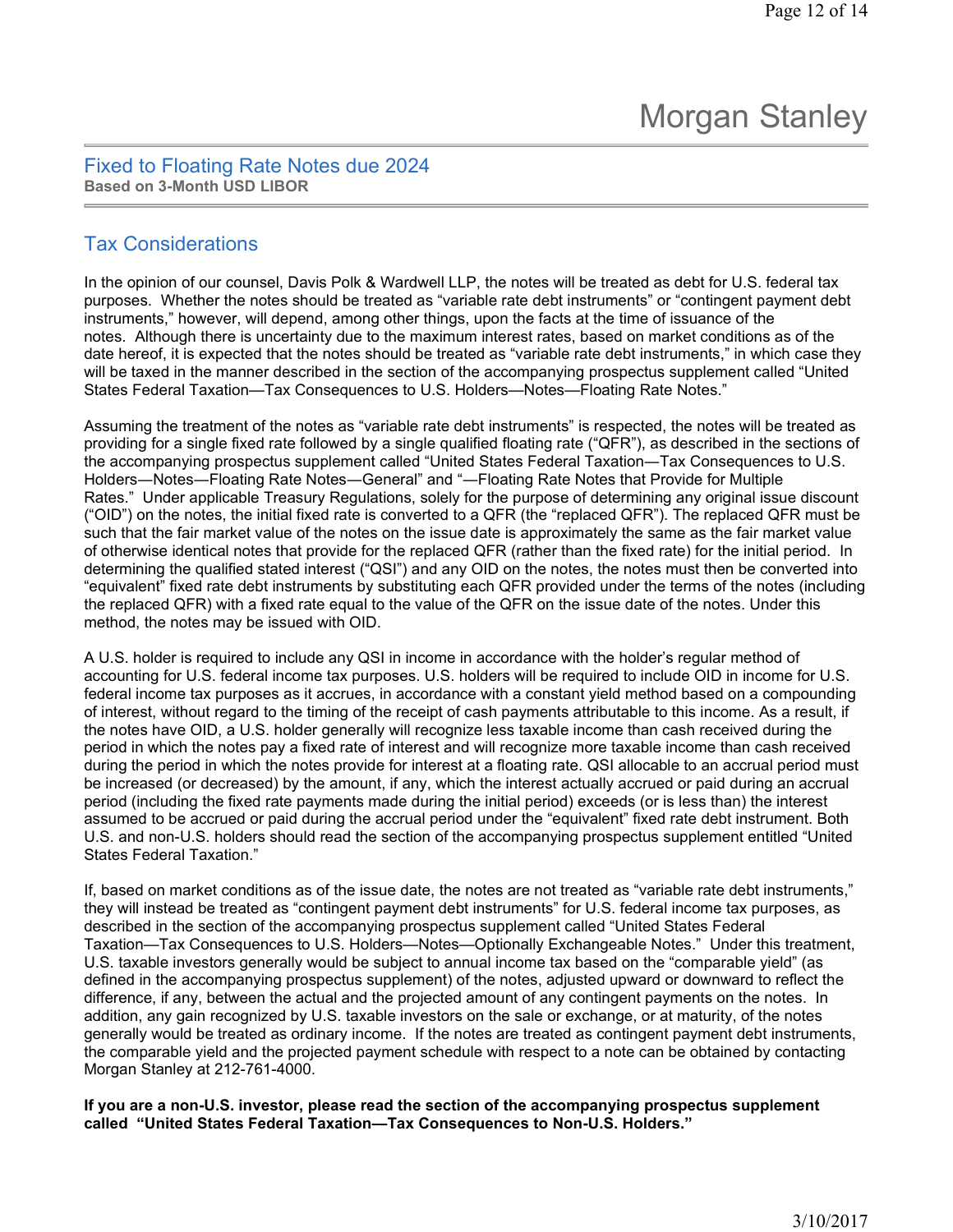Morgan Stanley

## Fixed to Floating Rate Notes due 2024

**Based on 3-Month USD LIBOR**

## Tax Considerations

In the opinion of our counsel, Davis Polk & Wardwell LLP, the notes will be treated as debt for U.S. federal tax purposes. Whether the notes should be treated as "variable rate debt instruments" or "contingent payment debt instruments," however, will depend, among other things, upon the facts at the time of issuance of the notes. Although there is uncertainty due to the maximum interest rates, based on market conditions as of the date hereof, it is expected that the notes should be treated as "variable rate debt instruments," in which case they will be taxed in the manner described in the section of the accompanying prospectus supplement called "United States Federal Taxation—Tax Consequences to U.S. Holders—Notes—Floating Rate Notes."

Assuming the treatment of the notes as "variable rate debt instruments" is respected, the notes will be treated as providing for a single fixed rate followed by a single qualified floating rate ("QFR"), as described in the sections of the accompanying prospectus supplement called "United States Federal Taxation—Tax Consequences to U.S. Holders—Notes—Floating Rate Notes—General" and "—Floating Rate Notes that Provide for Multiple Rates." Under applicable Treasury Regulations, solely for the purpose of determining any original issue discount ("OID") on the notes, the initial fixed rate is converted to a QFR (the "replaced QFR"). The replaced QFR must be such that the fair market value of the notes on the issue date is approximately the same as the fair market value of otherwise identical notes that provide for the replaced QFR (rather than the fixed rate) for the initial period. In determining the qualified stated interest ("QSI") and any OID on the notes, the notes must then be converted into "equivalent" fixed rate debt instruments by substituting each QFR provided under the terms of the notes (including the replaced QFR) with a fixed rate equal to the value of the QFR on the issue date of the notes. Under this method, the notes may be issued with OID.

A U.S. holder is required to include any QSI in income in accordance with the holder's regular method of accounting for U.S. federal income tax purposes. U.S. holders will be required to include OID in income for U.S. federal income tax purposes as it accrues, in accordance with a constant yield method based on a compounding of interest, without regard to the timing of the receipt of cash payments attributable to this income. As a result, if the notes have OID, a U.S. holder generally will recognize less taxable income than cash received during the period in which the notes pay a fixed rate of interest and will recognize more taxable income than cash received during the period in which the notes provide for interest at a floating rate. QSI allocable to an accrual period must be increased (or decreased) by the amount, if any, which the interest actually accrued or paid during an accrual period (including the fixed rate payments made during the initial period) exceeds (or is less than) the interest assumed to be accrued or paid during the accrual period under the "equivalent" fixed rate debt instrument. Both U.S. and non-U.S. holders should read the section of the accompanying prospectus supplement entitled "United States Federal Taxation."

If, based on market conditions as of the issue date, the notes are not treated as "variable rate debt instruments," they will instead be treated as "contingent payment debt instruments" for U.S. federal income tax purposes, as described in the section of the accompanying prospectus supplement called "United States Federal Taxation—Tax Consequences to U.S. Holders—Notes—Optionally Exchangeable Notes." Under this treatment, U.S. taxable investors generally would be subject to annual income tax based on the "comparable yield" (as defined in the accompanying prospectus supplement) of the notes, adjusted upward or downward to reflect the difference, if any, between the actual and the projected amount of any contingent payments on the notes. In addition, any gain recognized by U.S. taxable investors on the sale or exchange, or at maturity, of the notes generally would be treated as ordinary income. If the notes are treated as contingent payment debt instruments, the comparable yield and the projected payment schedule with respect to a note can be obtained by contacting Morgan Stanley at 212-761-4000.

**If you are a non-U.S. investor, please read the section of the accompanying prospectus supplement called "United States Federal Taxation—Tax Consequences to Non-U.S. Holders."**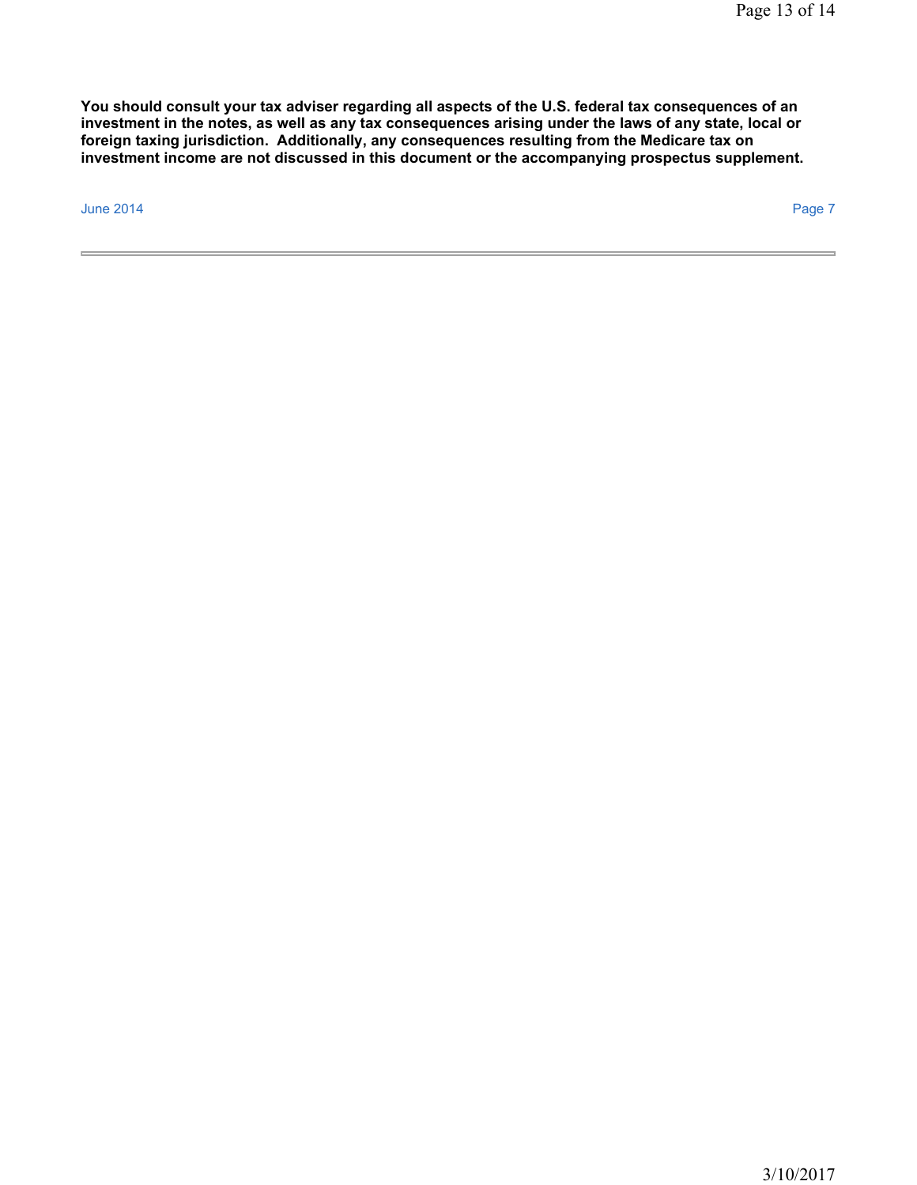**You should consult your tax adviser regarding all aspects of the U.S. federal tax consequences of an investment in the notes, as well as any tax consequences arising under the laws of any state, local or foreign taxing jurisdiction. Additionally, any consequences resulting from the Medicare tax on investment income are not discussed in this document or the accompanying prospectus supplement.**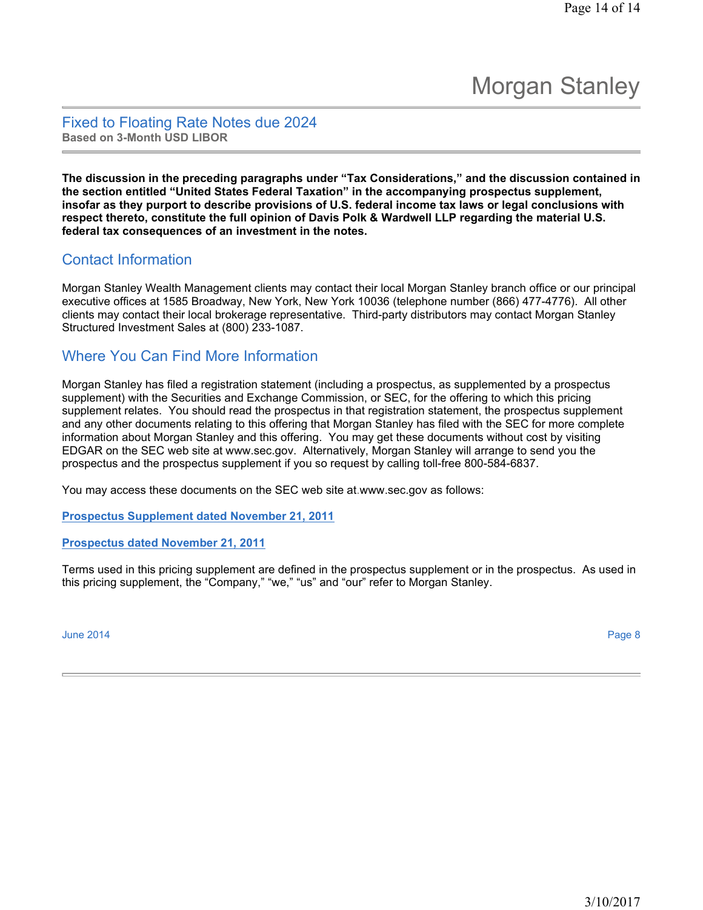**The discussion in the preceding paragraphs under "Tax Considerations," and the discussion contained in the section entitled "United States Federal Taxation" in the accompanying prospectus supplement, insofar as they purport to describe provisions of U.S. federal income tax laws or legal conclusions with respect thereto, constitute the full opinion of Davis Polk & Wardwell LLP regarding the material U.S. federal tax consequences of an investment in the notes.**

## Contact Information

Morgan Stanley Wealth Management clients may contact their local Morgan Stanley branch office or our principal executive offices at 1585 Broadway, New York, New York 10036 (telephone number (866) 477-4776). All other clients may contact their local brokerage representative. Third-party distributors may contact Morgan Stanley Structured Investment Sales at (800) 233-1087.

## Where You Can Find More Information

Morgan Stanley has filed a registration statement (including a prospectus, as supplemented by a prospectus supplement) with the Securities and Exchange Commission, or SEC, for the offering to which this pricing supplement relates. You should read the prospectus in that registration statement, the prospectus supplement and any other documents relating to this offering that Morgan Stanley has filed with the SEC for more complete information about Morgan Stanley and this offering. You may get these documents without cost by visiting EDGAR on the SEC web site at www.sec.gov. Alternatively, Morgan Stanley will arrange to send you the prospectus and the prospectus supplement if you so request by calling toll-free 800-584-6837.

You may access these documents on the SEC web site at www.sec.gov as follows:

**Prospectus Supplement dated November 21, 2011**

**Prospectus dated November 21, 2011**

Terms used in this pricing supplement are defined in the prospectus supplement or in the prospectus. As used in this pricing supplement, the "Company," "we," "us" and "our" refer to Morgan Stanley.